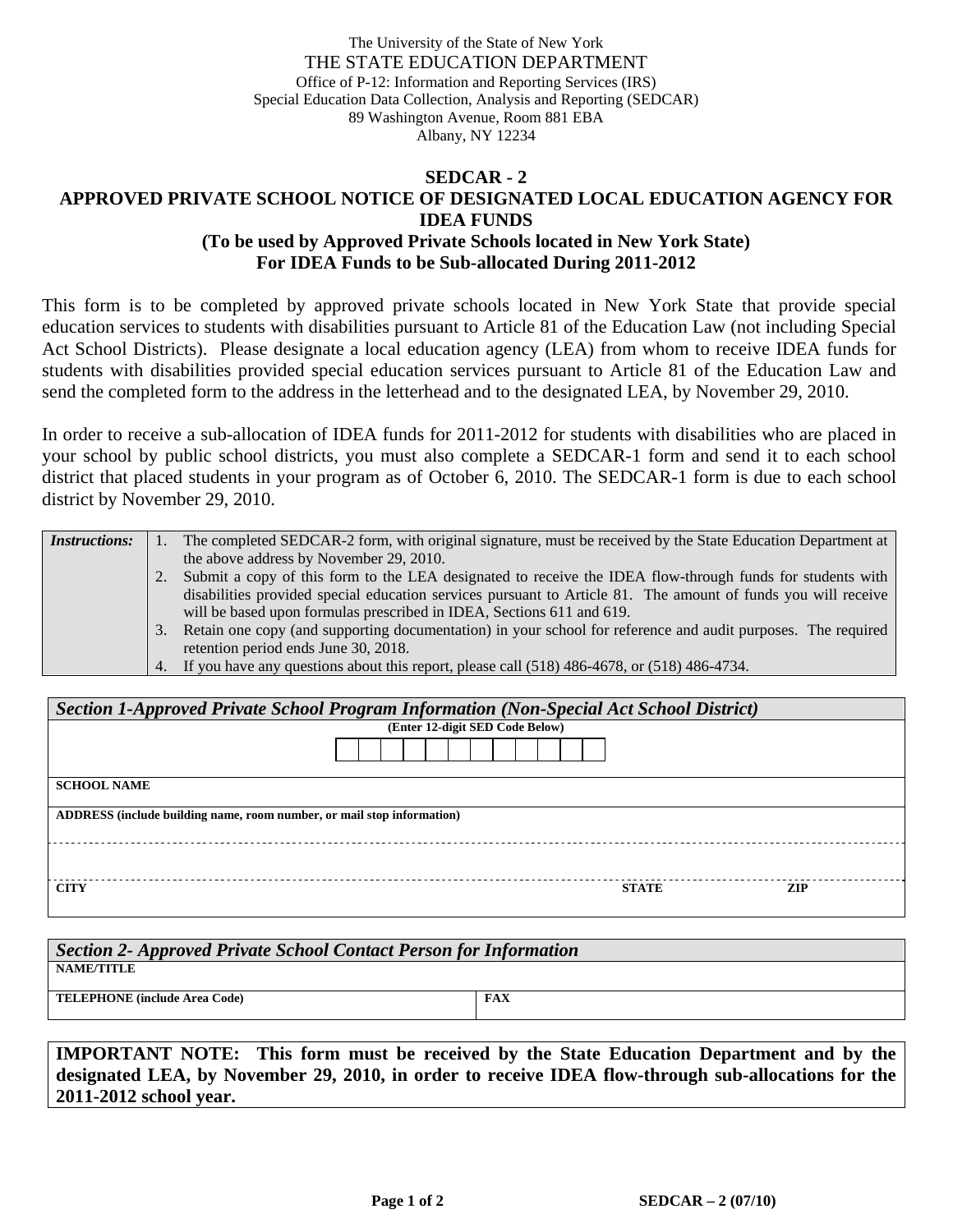The University of the State of New York
THE STATE EDUCATION DEPARTMENT
Office of P-12: Information and Reporting Services (IRS)
Special Education Data Collection, Analysis and Reporting (SEDCAR)
89 Washington Avenue, Room 881 EBA
Albany, NY 12234

# SEDCAR - 2
# APPROVED PRIVATE SCHOOL NOTICE OF DESIGNATED LOCAL EDUCATION AGENCY FOR IDEA FUNDS
## (To be used by Approved Private Schools located in New York State)
## For IDEA Funds to be Sub-allocated During 2011-2012

This form is to be completed by approved private schools located in New York State that provide special education services to students with disabilities pursuant to Article 81 of the Education Law (not including Special Act School Districts). Please designate a local education agency (LEA) from whom to receive IDEA funds for students with disabilities provided special education services pursuant to Article 81 of the Education Law and send the completed form to the address in the letterhead and to the designated LEA, by November 29, 2010.

In order to receive a sub-allocation of IDEA funds for 2011-2012 for students with disabilities who are placed in your school by public school districts, you must also complete a SEDCAR-1 form and send it to each school district that placed students in your program as of October 6, 2010. The SEDCAR-1 form is due to each school district by November 29, 2010.

| ***Instructions:*** | 1. The completed SEDCAR-2 form, with original signature, must be received by the State Education Department at the above address by November 29, 2010.<br>2. Submit a copy of this form to the LEA designated to receive the IDEA flow-through funds for students with disabilities provided special education services pursuant to Article 81. The amount of funds you will receive will be based upon formulas prescribed in IDEA, Sections 611 and 619.<br>3. Retain one copy (and supporting documentation) in your school for reference and audit purposes. The required retention period ends June 30, 2018.<br>4. If you have any questions about this report, please call (518) 486-4678, or (518) 486-4734. |
|---|---|

| ***Section 1-Approved Private School Program Information (Non-Special Act School District)*** | | |
|---|---|---|
| **(Enter 12-digit SED Code Below)** | | |
| **SCHOOL NAME** | | |
| **ADDRESS (include building name, room number, or mail stop information)** | | |
| | | |
| **CITY** | **STATE** | **ZIP** |

| ***Section 2- Approved Private School Contact Person for Information*** | |
|---|---|
| **NAME/TITLE** | |
| **TELEPHONE (include Area Code)** | **FAX** |

**IMPORTANT NOTE: This form must be received by the State Education Department and by the designated LEA, by November 29, 2010, in order to receive IDEA flow-through sub-allocations for the 2011-2012 school year.**

SEDCAR – 2 (07/10)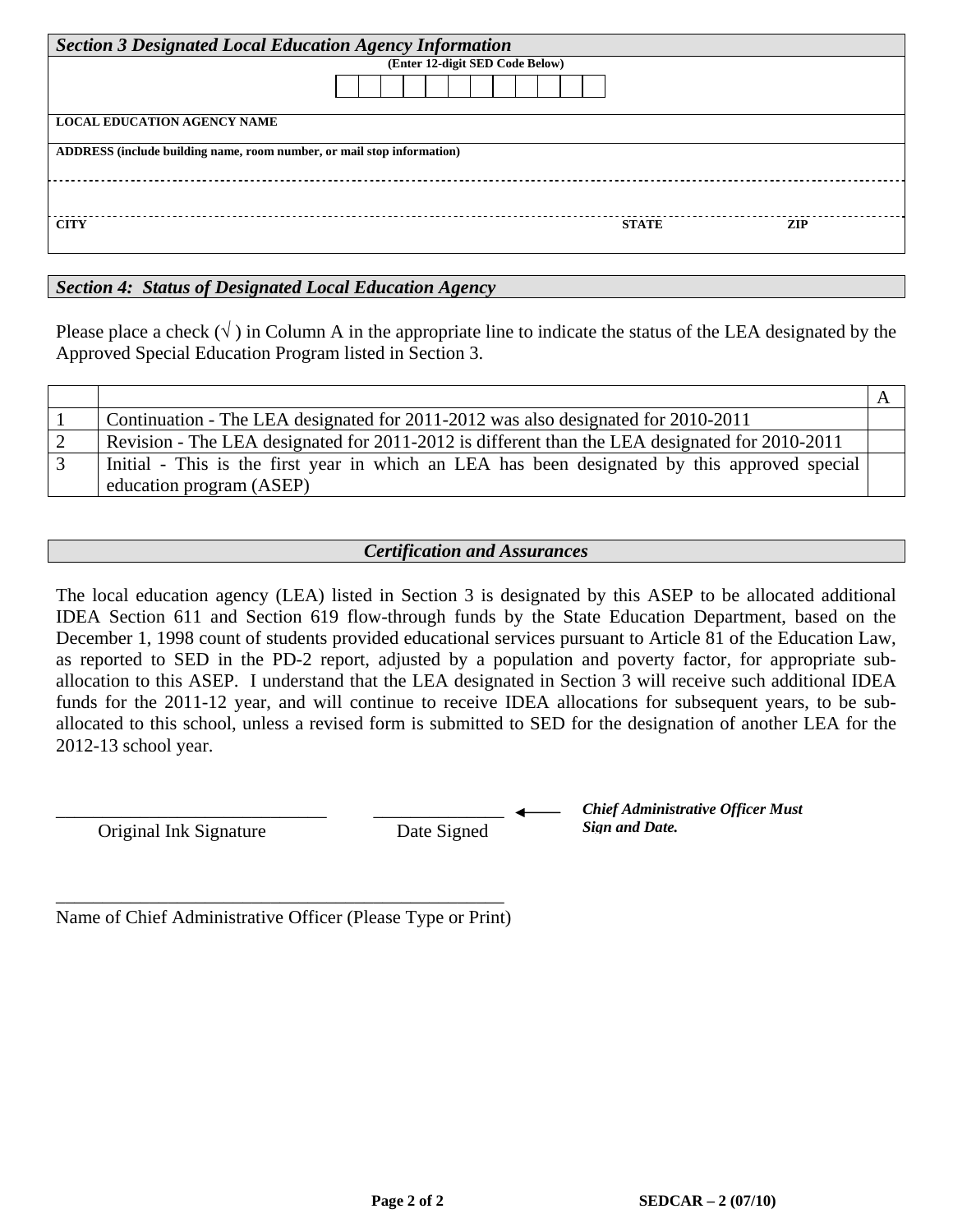## *Section 3 Designated Local Education Agency Information*

**(Enter 12-digit SED Code Below)**

| | | | | | | | | | | | |
|---|---|---|---|---|---|---|---|---|---|---|---|
| | | | | | | | | | | | |

**LOCAL EDUCATION AGENCY NAME**

**ADDRESS (include building name, room number, or mail stop information)**

**CITY** **STATE** **ZIP**

## *Section 4: Status of Designated Local Education Agency*

Please place a check (√ ) in Column A in the appropriate line to indicate the status of the LEA designated by the Approved Special Education Program listed in Section 3.

| | | A |
|---|---|---|
| 1 | Continuation - The LEA designated for 2011-2012 was also designated for 2010-2011 | |
| 2 | Revision - The LEA designated for 2011-2012 is different than the LEA designated for 2010-2011 | |
| 3 | Initial - This is the first year in which an LEA has been designated by this approved special education program (ASEP) | |

## *Certification and Assurances*

The local education agency (LEA) listed in Section 3 is designated by this ASEP to be allocated additional IDEA Section 611 and Section 619 flow-through funds by the State Education Department, based on the December 1, 1998 count of students provided educational services pursuant to Article 81 of the Education Law, as reported to SED in the PD-2 report, adjusted by a population and poverty factor, for appropriate sub-allocation to this ASEP. I understand that the LEA designated in Section 3 will receive such additional IDEA funds for the 2011-12 year, and will continue to receive IDEA allocations for subsequent years, to be sub-allocated to this school, unless a revised form is submitted to SED for the designation of another LEA for the 2012-13 school year.

______________________________ ______________ ←
Original Ink Signature Date Signed

***Chief Administrative Officer Must Sign and Date.***

__________________________________________________
Name of Chief Administrative Officer (Please Type or Print)

SEDCAR – 2 (07/10)